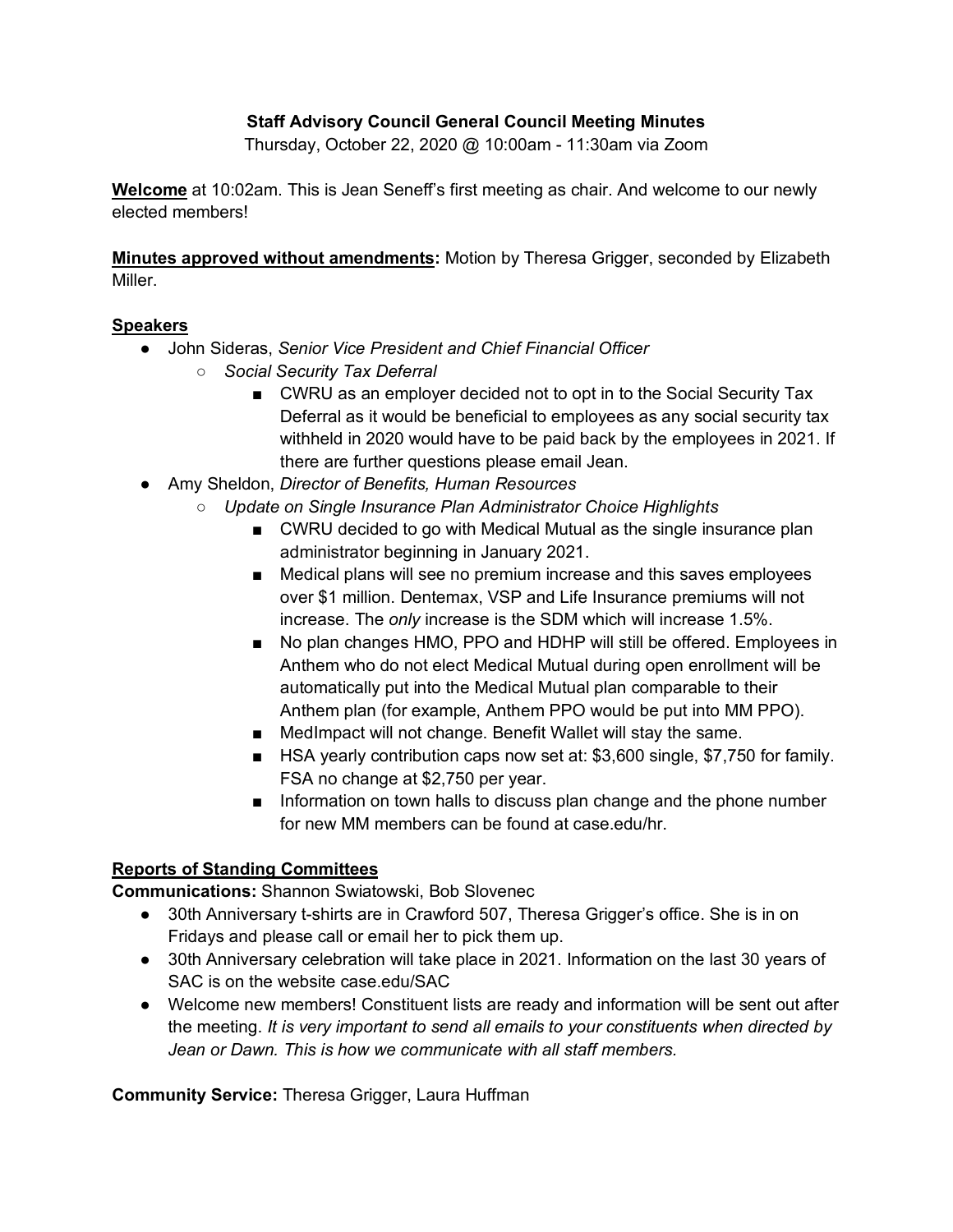**Staff Advisory Council General Council Meeting Minutes**

Thursday, October 22, 2020 @ 10:00am - 11:30am via Zoom

**Welcome** at 10:02am. This is Jean Seneff's first meeting as chair. And welcome to our newly elected members!

**Minutes approved without amendments:** Motion by Theresa Grigger, seconded by Elizabeth Miller.

**Speakers**

- John Sideras, *Senior Vice President and Chief Financial Officer*
  - *Social Security Tax Deferral*
    - CWRU as an employer decided not to opt in to the Social Security Tax Deferral as it would be beneficial to employees as any social security tax withheld in 2020 would have to be paid back by the employees in 2021. If there are further questions please email Jean.
- Amy Sheldon, *Director of Benefits, Human Resources*
  - *Update on Single Insurance Plan Administrator Choice Highlights*
    - CWRU decided to go with Medical Mutual as the single insurance plan administrator beginning in January 2021.
    - Medical plans will see no premium increase and this saves employees over $1 million. Dentemax, VSP and Life Insurance premiums will not increase. The *only* increase is the SDM which will increase 1.5%.
    - No plan changes HMO, PPO and HDHP will still be offered. Employees in Anthem who do not elect Medical Mutual during open enrollment will be automatically put into the Medical Mutual plan comparable to their Anthem plan (for example, Anthem PPO would be put into MM PPO).
    - MedImpact will not change. Benefit Wallet will stay the same.
    - HSA yearly contribution caps now set at: $3,600 single, $7,750 for family. FSA no change at $2,750 per year.
    - Information on town halls to discuss plan change and the phone number for new MM members can be found at case.edu/hr.

**Reports of Standing Committees**

**Communications:** Shannon Swiatowski, Bob Slovenec

- 30th Anniversary t-shirts are in Crawford 507, Theresa Grigger's office. She is in on Fridays and please call or email her to pick them up.
- 30th Anniversary celebration will take place in 2021. Information on the last 30 years of SAC is on the website case.edu/SAC
- Welcome new members! Constituent lists are ready and information will be sent out after the meeting. *It is very important to send all emails to your constituents when directed by Jean or Dawn. This is how we communicate with all staff members.*

**Community Service:** Theresa Grigger, Laura Huffman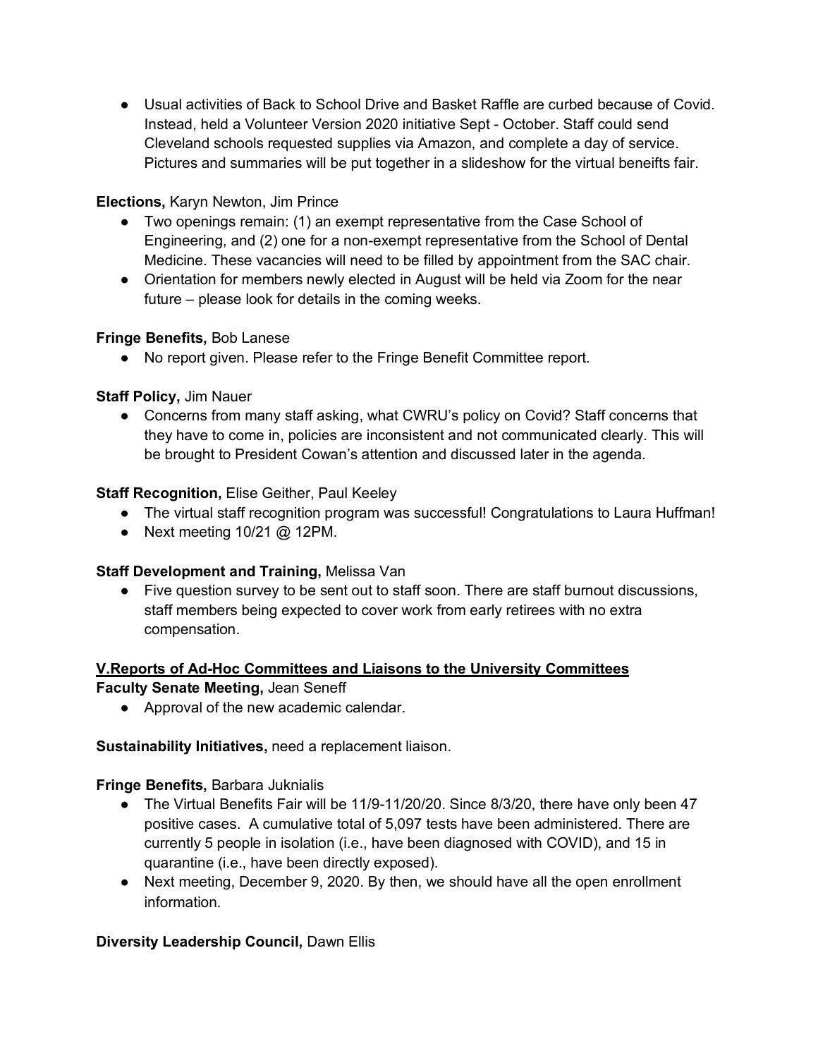- Usual activities of Back to School Drive and Basket Raffle are curbed because of Covid. Instead, held a Volunteer Version 2020 initiative Sept - October. Staff could send Cleveland schools requested supplies via Amazon, and complete a day of service. Pictures and summaries will be put together in a slideshow for the virtual beneifts fair.

**Elections,** Karyn Newton, Jim Prince

- Two openings remain: (1) an exempt representative from the Case School of Engineering, and (2) one for a non-exempt representative from the School of Dental Medicine. These vacancies will need to be filled by appointment from the SAC chair.
- Orientation for members newly elected in August will be held via Zoom for the near future – please look for details in the coming weeks.

**Fringe Benefits,** Bob Lanese

- No report given. Please refer to the Fringe Benefit Committee report.

**Staff Policy,** Jim Nauer

- Concerns from many staff asking, what CWRU's policy on Covid? Staff concerns that they have to come in, policies are inconsistent and not communicated clearly. This will be brought to President Cowan's attention and discussed later in the agenda.

**Staff Recognition,** Elise Geither, Paul Keeley

- The virtual staff recognition program was successful! Congratulations to Laura Huffman!
- Next meeting 10/21 @ 12PM.

**Staff Development and Training,** Melissa Van

- Five question survey to be sent out to staff soon. There are staff burnout discussions, staff members being expected to cover work from early retirees with no extra compensation.

## V.Reports of Ad-Hoc Committees and Liaisons to the University Committees

**Faculty Senate Meeting,** Jean Seneff

- Approval of the new academic calendar.

**Sustainability Initiatives,** need a replacement liaison.

**Fringe Benefits,** Barbara Juknialis

- The Virtual Benefits Fair will be 11/9-11/20/20. Since 8/3/20, there have only been 47 positive cases. A cumulative total of 5,097 tests have been administered. There are currently 5 people in isolation (i.e., have been diagnosed with COVID), and 15 in quarantine (i.e., have been directly exposed).
- Next meeting, December 9, 2020. By then, we should have all the open enrollment information.

**Diversity Leadership Council,** Dawn Ellis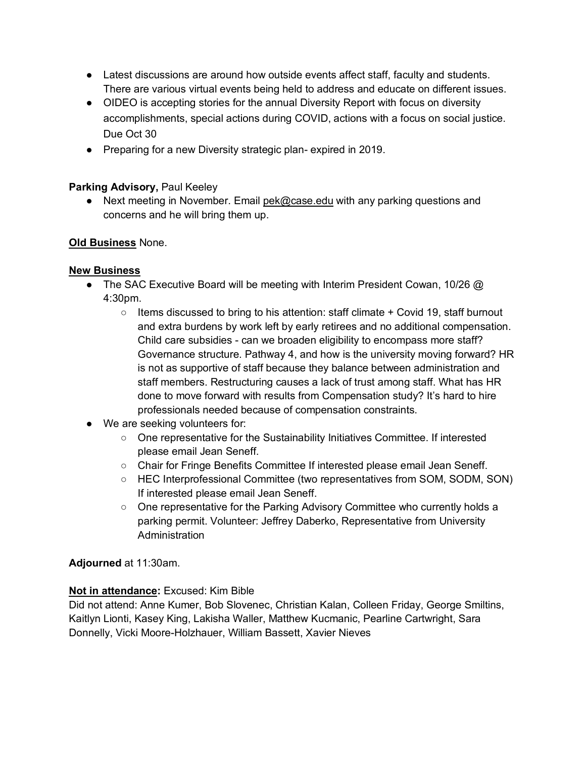- Latest discussions are around how outside events affect staff, faculty and students. There are various virtual events being held to address and educate on different issues.
- OIDEO is accepting stories for the annual Diversity Report with focus on diversity accomplishments, special actions during COVID, actions with a focus on social justice. Due Oct 30
- Preparing for a new Diversity strategic plan- expired in 2019.

**Parking Advisory,** Paul Keeley

- Next meeting in November. Email pek@case.edu with any parking questions and concerns and he will bring them up.

**Old Business** None.

**New Business**

- The SAC Executive Board will be meeting with Interim President Cowan, 10/26 @ 4:30pm.
  - Items discussed to bring to his attention: staff climate + Covid 19, staff burnout and extra burdens by work left by early retirees and no additional compensation. Child care subsidies - can we broaden eligibility to encompass more staff? Governance structure. Pathway 4, and how is the university moving forward? HR is not as supportive of staff because they balance between administration and staff members. Restructuring causes a lack of trust among staff. What has HR done to move forward with results from Compensation study? It's hard to hire professionals needed because of compensation constraints.
- We are seeking volunteers for:
  - One representative for the Sustainability Initiatives Committee. If interested please email Jean Seneff.
  - Chair for Fringe Benefits Committee If interested please email Jean Seneff.
  - HEC Interprofessional Committee (two representatives from SOM, SODM, SON) If interested please email Jean Seneff.
  - One representative for the Parking Advisory Committee who currently holds a parking permit. Volunteer: Jeffrey Daberko, Representative from University Administration

**Adjourned** at 11:30am.

**Not in attendance:** Excused: Kim Bible
Did not attend: Anne Kumer, Bob Slovenec, Christian Kalan, Colleen Friday, George Smiltins, Kaitlyn Lionti, Kasey King, Lakisha Waller, Matthew Kucmanic, Pearline Cartwright, Sara Donnelly, Vicki Moore-Holzhauer, William Bassett, Xavier Nieves